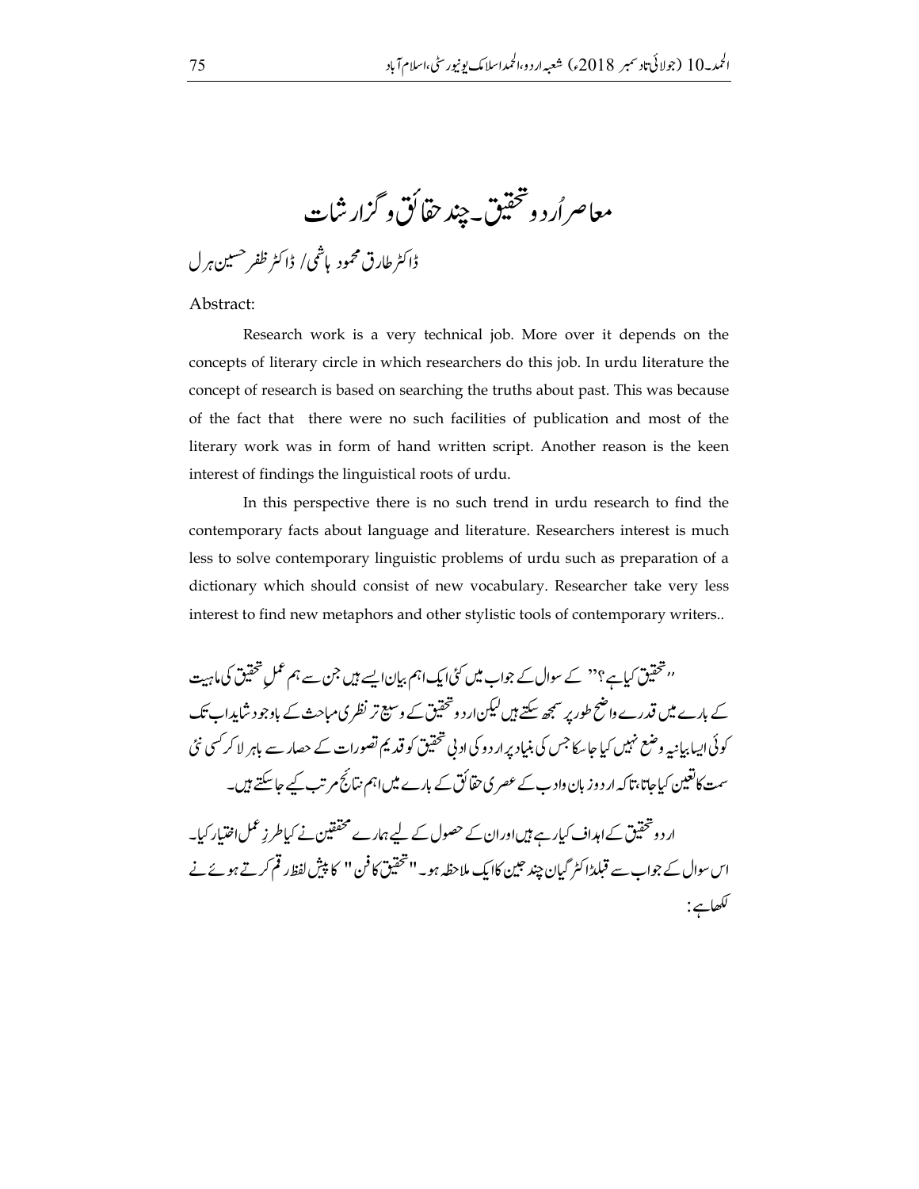# معاصر اُردو تحقیق۔چند حقائق و گزارشات

ڈاکٹر طارق محمود ہاشمی/ ڈاکٹر ظفر حسین ہرل

Abstract:

Research work is a very technical job. More over it depends on the concepts of literary circle in which researchers do this job. In urdu literature the concept of research is based on searching the truths about past. This was because of the fact that there were no such facilities of publication and most of the literary work was in form of hand written script. Another reason is the keen interest of findings the linguistical roots of urdu.

In this perspective there is no such trend in urdu research to find the contemporary facts about language and literature. Researchers interest is much less to solve contemporary linguistic problems of urdu such as preparation of a dictionary which should consist of new vocabulary. Researcher take very less interest to find new metaphors and other stylistic tools of contemporary writers..

"تحقیق کیا ہے؟" کے سوال کے جواب میں کئی ایک اہم بیان ایسے ہیں جن سے ہم عملِ تحقیق کی ماہیت کے بارے میں قدرے واضح طور پر سمجھ سکتے ہیں لیکن اردو تحقیق کے وسیع تر نظری مباحث کے باوجود شاید اب تک کوئی ایسا بیانیہ وضع نہیں کیا جا سکا جس کی بنیاد پر اردو کی ادبی تحقیق کو قدیم تصورات کے حصار سے باہر لا کر کسی نئی سمت کا تعین کیا جاتا، تاکہ اردو زبان و ادب کے عصری حقائق کے بارے میں اہم نتائج مرتب کیے جا سکتے ہیں۔

اردو تحقیق کے اہداف کیا رہے ہیں اور ان کے حصول کے لیے ہمارے محققین نے کیا طرزِ عمل اختیار کیا۔ اس سوال کے جواب سے قبل ڈاکٹر گیان چند جین کا ایک ملاحظہ ہو۔ "تحقیق کا فن" کا پیش لفظ رقم کرتے ہوئے نے لکھا ہے: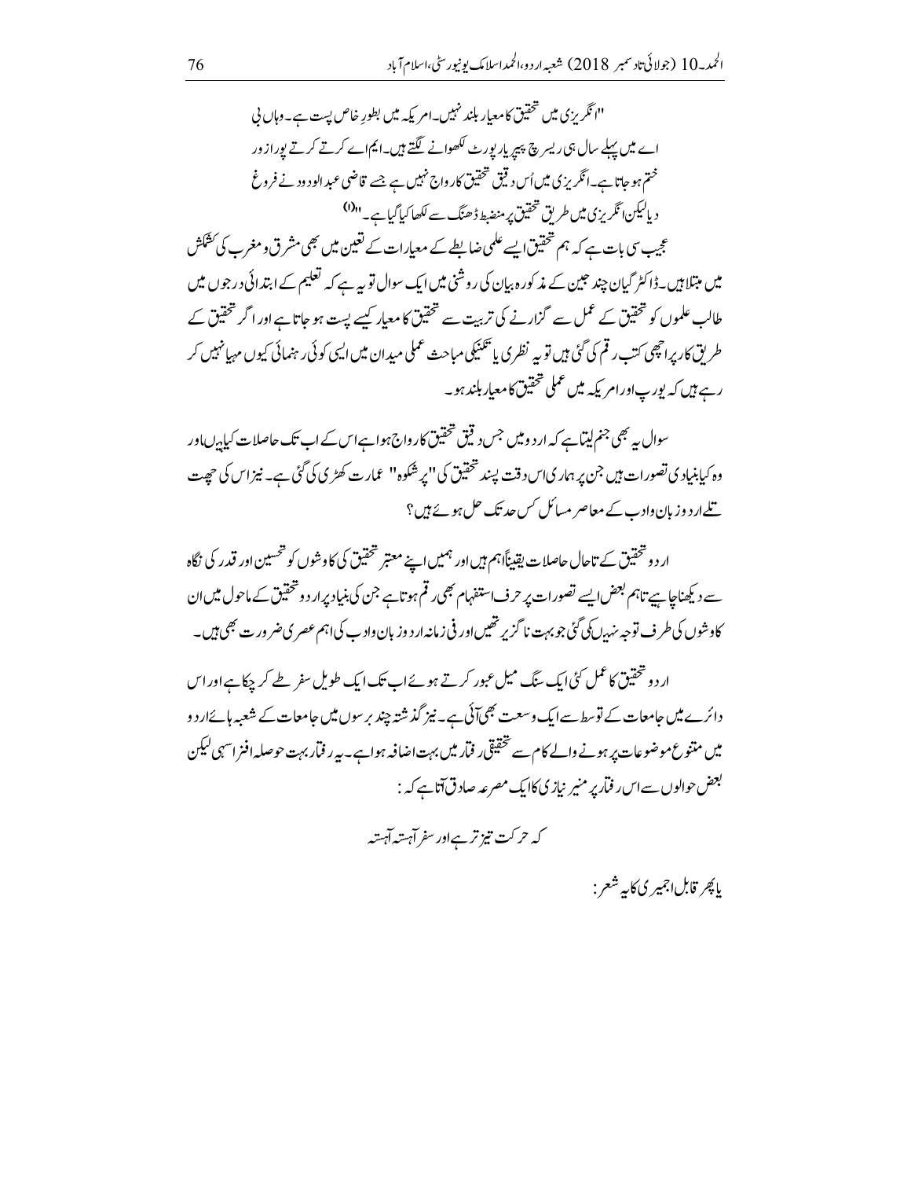"انگریزی میں تحقیق کا معیار بلند نہیں۔امریکہ میں بطورِ خاص پست ہے۔وہاں بی اے میں پہلے سال ہی ریسرچ پیپر یا رپورٹ لکھوانے لگتے ہیں۔ایم اے کرتے کرتے پورا زور ختم ہو جاتا ہے۔انگریزی میں اُس دقیق تحقیق کا رواج نہیں ہے جسے قاضی عبدالودود نے فروغ دیا لیکن انگریزی میں طریق تحقیق پر منضبط ڈھنگ سے لکھا گیا ہے۔"(۱)

عجیب سی بات ہے کہ ہم تحقیق ایسے علمی ضابطے کے معیارات کے تعین میں بھی مشرق و مغرب کی کشمکش میں مبتلا ہیں۔ڈاکٹر گیان چند جین کے مذکورہ بیان کی روشنی میں ایک سوال تو یہ ہے کہ تعلیم کے ابتدائی درجوں میں طالب علموں کو تحقیق کے عمل سے گزارنے کی تربیت سے تحقیق کا معیار کیسے پست ہو جاتا ہے اور اگر تحقیق کے طریق کار پر اچھی کتب رقم کی گئی ہیں تو یہ نظری یا تکنیکی مباحث عملی میدان میں ایسی کوئی رہنمائی کیوں مہیا نہیں کر رہے ہیں کہ یورپ اور امریکہ میں عملی تحقیق کا معیار بلند ہو۔

سوال یہ بھی جنم لیتا ہے کہ اردو میں جس دقیق تحقیق کا رواج ہوا ہے اس کے اب تک حاصلات کیا ہیں اور وہ کیا بنیادی تصورات ہیں جن پر ہماری اس دقت پسند تحقیق کی "پر شکوہ" عمارت کھڑی کی گئی ہے۔نیز اس کی چھت تلے اردو زبان و ادب کے معاصر مسائل کس حد تک حل ہوئے ہیں؟

اردو تحقیق کے تاحال حاصلات یقیناً اہم ہیں اور ہمیں اپنے معتبر تحقیق کی کاوشوں کو تحسین اور قدر کی نگاہ سے دیکھنا چاہیے تاہم بعض ایسے تصورات پر حرف استفہام بھی رقم ہوتا ہے جن کی بنیاد پر اردو تحقیق کے ماحول میں ان کاوشوں کی طرف توجہ نہیں کی گئی جو بہت ناگزیر تھیں اور فی زمانہ اردو زبان و ادب کی اہم عصری ضرورت بھی ہیں۔

اردو تحقیق کا عمل کئی ایک سنگ میل عبور کرتے ہوئے اب تک ایک طویل سفر طے کر چکا ہے اور اس دائرے میں جامعات کے توسط سے ایک وسعت بھی آئی ہے۔نیز گذشتہ چند برسوں میں جامعات کے شعبہ ہائے اردو میں متنوع موضوعات پر ہونے والے کام سے تحقیقی رفتار میں بہت اضافہ ہوا ہے۔یہ رفتار بہت حوصلہ افزا سہی لیکن بعض حوالوں سے اس رفتار پر منیر نیازی کا ایک مصرعہ صادق آتا ہے کہ:

کہ حرکت تیز تر ہے اور سفر آہستہ آہستہ

یا پھر قابل اجمیری کا یہ شعر: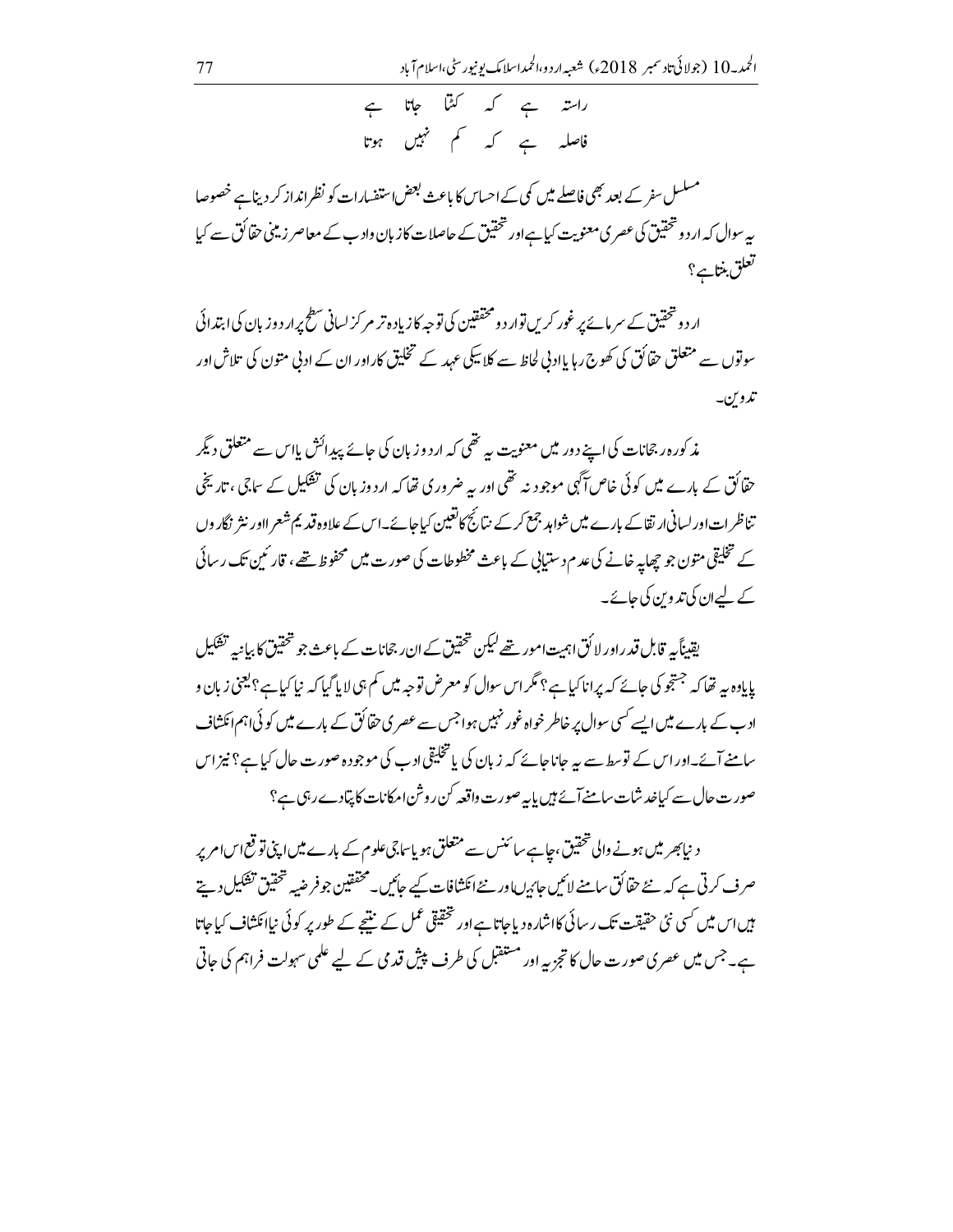راستہ ہے کہ کٹتا جاتا ہے
فاصلہ ہے کہ کم نہیں ہوتا

مسلسل سفر کے بعد بھی فاصلے میں کمی کے احساس کا باعث بعض استفسارات کو نظر انداز کر دینا ہے خصوصا یہ سوال کہ اردو تحقیق کی عصری معنویت کیا ہے اور تحقیق کے حاصلات کا زبان وادب کے معاصر زمینی حقائق سے کیا تعلق بنتا ہے؟

اردو تحقیق کے سرمائے پر غور کریں تو اردو محققین کی توجہ کا زیادہ تر مرکز لسانی سطح پر اردو زبان کی ابتدائی سوتوں سے متعلق حقائق کی کھوج رہا یا ادبی لحاظ سے کلاسیکی عہد کے تخلیق کار اور ان کے ادبی متون کی تلاش اور تدوین۔

مذکورہ رجحانات کی اپنے دور میں معنویت یہ تھی کہ اردو زبان کی جائے پیدائش یا اس سے متعلق دیگر حقائق کے بارے میں کوئی خاص آگہی موجود نہ تھی اور یہ ضروری تھا کہ اردو زبان کی تشکیل کے سماجی، تاریخی تناظرات اور لسانی ارتقا کے بارے میں شواہد جمع کر کے نتائج کا تعین کیا جائے۔اس کے علاوہ قدیم شعرا اور نثر نگاروں کے تخلیقی متون جو چھاپہ خانے کی عدم دستیابی کے باعث مخطوطات کی صورت میں محفوظ تھے، قارئین تک رسائی کے لیے ان کی تدوین کی جائے۔

یقیناً یہ قابل قدر اور لائق اہمیت امور تھے لیکن تحقیق کے ان رجحانات کے باعث جو تحقیق کا بیانیہ تشکیل پایا وہ یہ تھا کہ جستجو کی جائے کہ پرانا کیا ہے؟ مگر اس سوال کو معرض توجہ میں کم ہی لایا گیا کہ نیا کیا ہے؟ یعنی زبان و ادب کے بارے میں ایسے کسی سوال پر خاطر خواہ غور نہیں ہوا جس سے عصری حقائق کے بارے میں کوئی اہم انکشاف سامنے آئے۔اور اس کے توسط سے یہ جانا جائے کہ زبان کی یا تخلیقی ادب کی موجودہ صورت حال کیا ہے؟ نیز اس صورت حال سے کیا خدشات سامنے آئے ہیں یا یہ صورت واقعہ کن روشن امکانات کا پتا دے رہی ہے؟

دنیا بھر میں ہونے والی تحقیق، چاہے سائنس سے متعلق ہو یا سماجی علوم کے بارے میں اپنی توقع اس امر پر صرف کرتی ہے کہ نئے حقائق سامنے لائیں جائیں اور نئے انکشافات کیے جائیں۔ محققین جو فرضیہ تحقیق تشکیل دیتے ہیں اس میں کسی نئی حقیقت تک رسائی کا اشارہ دیا جاتا ہے اور تحقیقی عمل کے نتیجے کے طور پر کوئی نیا انکشاف کیا جاتا ہے۔ جس میں عصری صورت حال کا تجزیہ اور مستقبل کی طرف پیش قدمی کے لیے علمی سہولت فراہم کی جاتی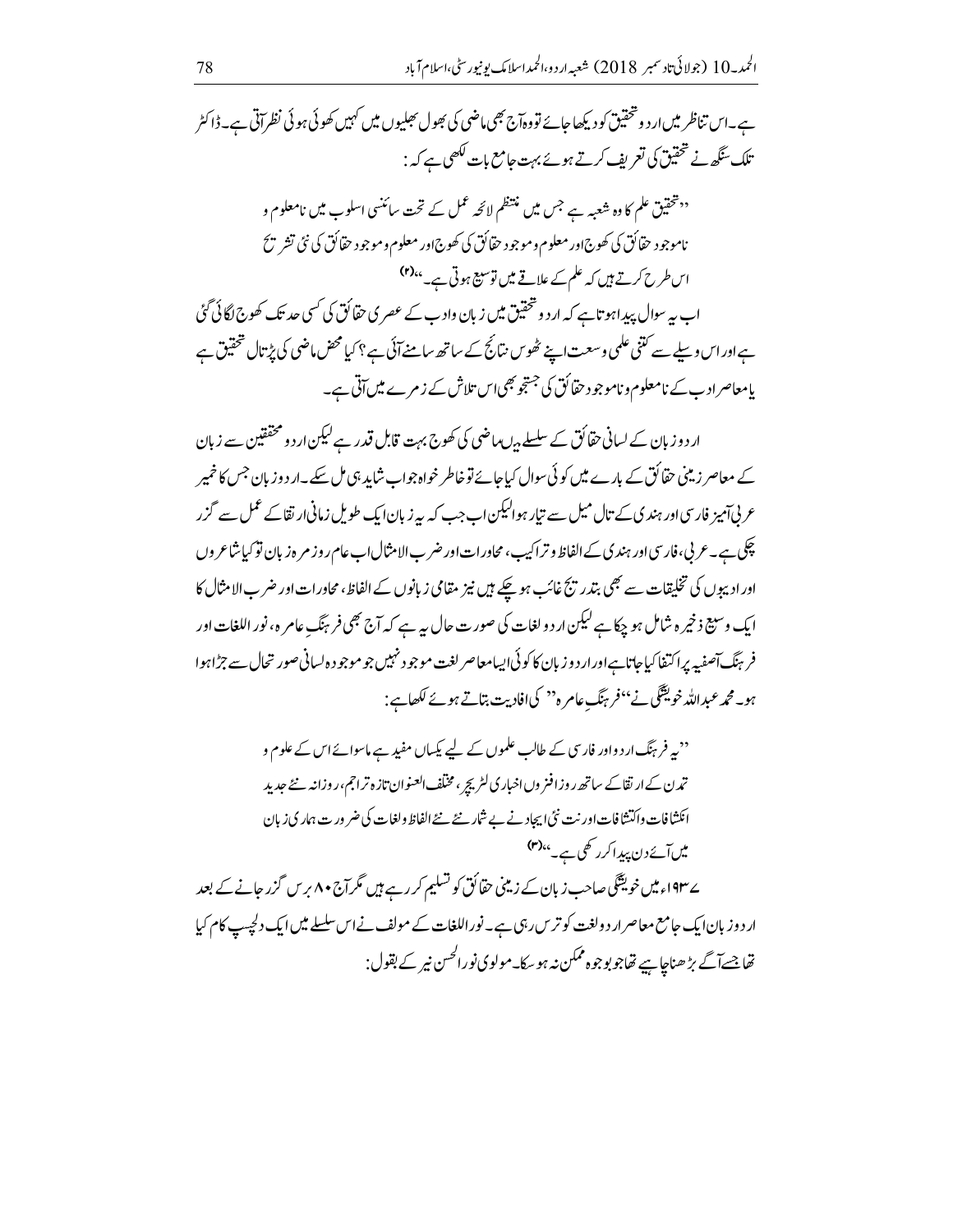ہے۔اس تناظر میں اردو تحقیق کو دیکھا جائے تو وہ آج بھی ماضی کی بھول بھلیوں میں کہیں کھوئی ہوئی نظر آتی ہے۔ڈاکٹر تلک سنگھ نے تحقیق کی تعریف کرتے ہوئے بہت جامع بات لکھی ہے کہ :

> ''تحقیق علم کا وہ شعبہ ہے جس میں منتظم لائحہ عمل کے تحت سائنسی اسلوب میں نامعلوم و ناموجود حقائق کی کھوج اور معلوم و موجود حقائق کی کھوج اور معلوم و موجود حقائق کی نئی تشریح اس طرح کرتے ہیں کہ علم کے علاقے میں توسیع ہوتی ہے۔''(۲)

اب یہ سوال پیدا ہوتا ہے کہ اردو تحقیق میں زبان وادب کے عصری حقائق کی کسی حد تک کھوج لگائی گئی ہے اور اس وسیلے سے کتنی علمی وسعت اپنے ٹھوس نتائج کے ساتھ سامنے آئی ہے؟ کیا محض ماضی کی پڑتال تحقیق ہے یا معاصر ادب کے نامعلوم و ناموجود حقائق کی جستجو بھی اس تلاش کے زمرے میں آتی ہے۔

اردو زبان کے لسانی حقائق کے سلسلے میں ماضی کی کھوج بہت قابل قدر ہے لیکن اردو محققین سے زبان کے معاصر زمینی حقائق کے بارے میں کوئی سوال کیا جائے تو خاطر خواہ جواب شاید ہی مل سکے۔اردو زبان جس کا خمیر عربی آمیز فارسی اور ہندی کے تال میل سے تیار ہوا لیکن اب جب کہ یہ زبان ایک طویل زمانی ارتقا کے عمل سے گزر چکی ہے۔عربی، فارسی اور ہندی کے الفاظ و تراکیب، محاورات اور ضرب الامثال اب عام روزمرہ زبان تو کیا شاعروں اور ادیبوں کی تخلیقات سے بھی بتدریج غائب ہو چکے ہیں نیز مقامی زبانوں کے الفاظ، محاورات اور ضرب الامثال کا ایک وسیع ذخیرہ شامل ہو چکا ہے لیکن اردو لغات کی صورت حال یہ ہے کہ آج بھی فرہنگِ عامرہ، نور اللغات اور فرہنگ آصفیہ پر اکتفا کیا جاتا ہے اور اردو زبان کا کوئی ایسا معاصر لغت موجود نہیں جو موجودہ لسانی صورتحال سے جڑا ہوا ہو۔محمد عبداللہ خویشگی نے ''فرہنگِ عامرہ'' کی افادیت بتاتے ہوئے لکھا ہے:

> ''یہ فرہنگ اردو اور فارسی کے طالب علموں کے لیے یکساں مفید ہے ماسوائے اس کے علوم و تمدن کے ارتقا کے ساتھ روزافزوں اخباری لٹریچر، مختلف العنوان تازہ تراجم، روزانہ نئے جدید انکشافات واکتشافات اور نت نئی ایجاد نے بے شمار نئے نئے الفاظ و لغات کی ضرورت ہماری زبان میں آئے دن پیدا کر رکھی ہے۔''(۳)

۱۹۳۷ء میں خویشگی صاحب زبان کے زمینی حقائق کو تسلیم کر رہے ہیں مگر آج ۸۰ برس گزر جانے کے بعد اردو زبان ایک جامع معاصر اردو لغت کو ترس رہی ہے۔نور اللغات کے مولف نے اس سلسلے میں ایک دلچسپ کام کیا تھا جسے آگے بڑھنا چاہیے تھا جو بوجوہ ممکن نہ ہو سکا۔مولوی نورالحسن نیر کے بقول: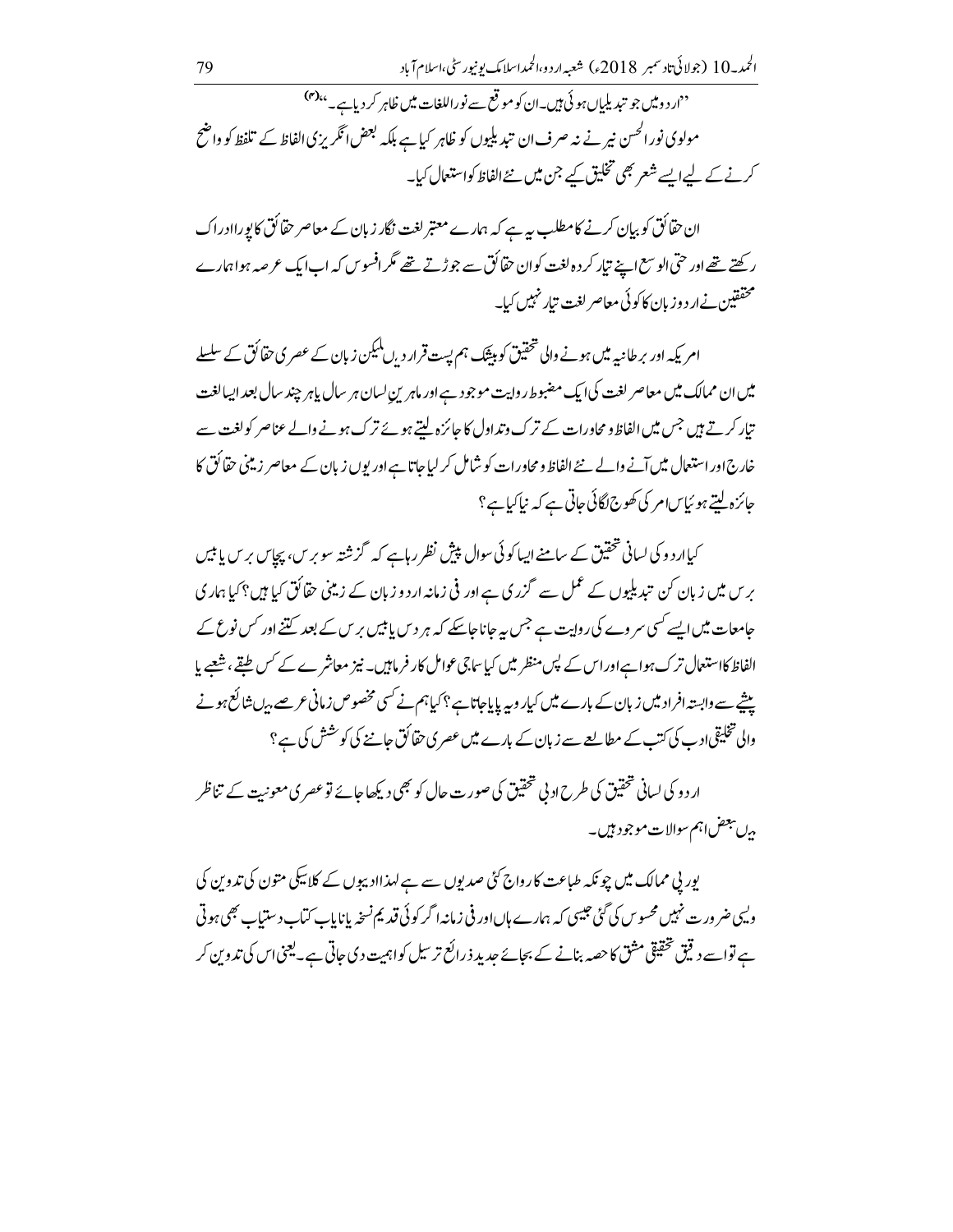"اردو میں جو تبدیلیاں ہوئی ہیں۔ان کو موقع سے نوراللغات میں ظاہر کر دیا ہے۔"(۳)

مولوی نورالحسن نیر نے نہ صرف ان تبدیلیوں کو ظاہر کیا ہے بلکہ بعض انگریزی الفاظ کے تلفظ کو واضح کرنے کے لیے ایسے شعر بھی تخلیق کیے جن میں نئے الفاظ کو استعمال کیا۔

ان حقائق کو بیان کرنے کا مطلب یہ ہے کہ ہمارے معتبر لغت نگار زبان کے معاصر حقائق کا پورا ادراک رکھتے تھے اور حتی الوسع اپنے تیار کردہ لغت کو ان حقائق سے جوڑتے تھے مگر افسوس کہ اب ایک عرصہ ہوا ہمارے محققین نے اردو زبان کا کوئی معاصر لغت تیار نہیں کیا۔

امریکہ اور برطانیہ میں ہونے والی تحقیق کو بیشک ہم پست قرار دیں لیکن زبان کے عصری حقائق کے سلسلے میں ان ممالک میں معاصر لغت کی ایک مضبوط روایت موجود ہے اور ماہرینِ لسان ہر سال یا ہر چند سال بعد ایسا لغت تیار کرتے ہیں جس میں الفاظ و محاورات کے ترک وتداول کا جائزہ لیتے ہوئے ترک ہونے والے عناصر کو لغت سے خارج اور استعمال میں آنے والے نئے الفاظ و محاورات کو شامل کر لیا جاتا ہے اور یوں زبان کے معاصر زمینی حقائق کا جائزہ لیتے ہوئے اس امر کی کھوج لگائی جاتی ہے کہ نیا کیا ہے؟

کیا اردو کی لسانی تحقیق کے سامنے ایسا کوئی سوال پیش نظر رہا ہے کہ گزشتہ سو برس، پچاس برس یا بیس برس میں زبان کن تبدیلیوں کے عمل سے گزری ہے اور فی زمانہ اردو زبان کے زمینی حقائق کیا ہیں؟ کیا ہماری جامعات میں ایسے کسی سروے کی روایت ہے جس سے یہ جانا جا سکے کہ ہر دس یا بیس برس کے بعد کتنے اور کس نوع کے الفاظ کا استعمال ترک ہوا ہے اور اس کے پس منظر میں کیا سماجی عوامل کارفرما ہیں۔ نیز معاشرے کے کس طبقے، شعبے یا پیشے سے وابستہ افراد میں زبان کے بارے میں کیا رویہ پایا جاتا ہے؟ کیا ہم نے کسی مخصوص زمانی عرصے میں شائع ہونے والی تخلیقی ادب کی کتب کے مطالعے سے زبان کے بارے میں عصری حقائق جاننے کی کوشش کی ہے؟

اردو کی لسانی تحقیق کی طرح ادبی تحقیق کی صورت حال کو بھی دیکھا جائے تو عصری معنویت کے تناظر میں بعض اہم سوالات موجود ہیں۔

یورپی ممالک میں چونکہ طباعت کا رواج کئی صدیوں سے ہے لہٰذا ادبیوں کے کلاسیکی متون کی تدوین کی ویسی ضرورت نہیں محسوس کی گئی جیسی کہ ہمارے ہاں اور فی زمانہ اگر کوئی قدیم نسخہ یا نایاب کتاب دستیاب بھی ہوتی ہے تو اسے دقیق تحقیقی مشق کا حصہ بنانے کے بجائے جدید ذرائع ترسیل کو اہمیت دی جاتی ہے۔یعنی اس کی تدوین کر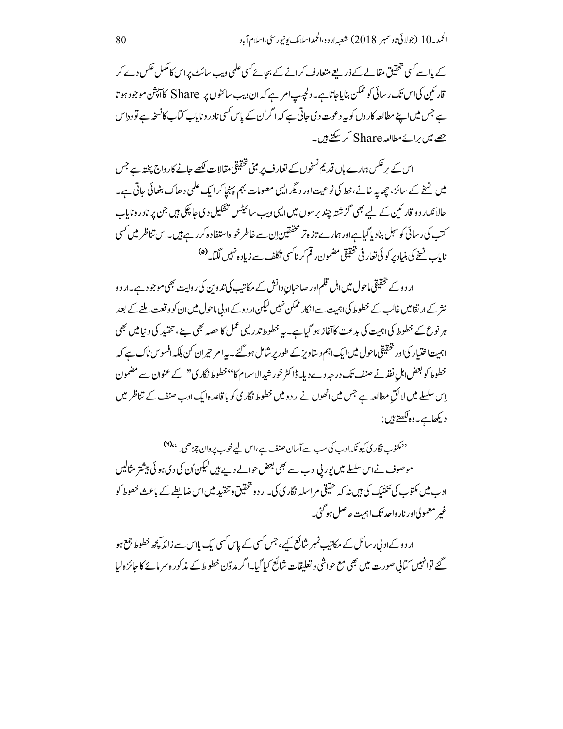کے یا اسے کسی تحقیقی مقالے کے ذریعے متعارف کرانے کے بجائے کسی علمی ویب سائٹ پر اس کا مکمل عکس دے کر قارئین کی اس تک رسائی کو ممکن بنایا جاتا ہے۔ دلچسپ امر ہے کہ ان ویب سائٹوں پر Share کا آپشن موجود ہوتا ہے جس میں اپنے مطالعہ کاروں کو یہ دعوت دی جاتی ہے کہ اگر اُن کے پاس کسی نادر و نایاب کتاب کا نسخہ ہے تو وہ اِس حصے میں برائے مطالعہ Share کر سکتے ہیں۔

اس کے برعکس ہمارے ہاں قدیم نسخوں کے تعارف پر مبنی تحقیقی مقالات لکھے جانے کا رواج پختہ ہے جس میں نسخے کے سائز، چھاپہ خانے، خط کی نوعیت اور دیگر ایسی معلومات بہم پہنچا کر ایک علمی دھاک بٹھائی جاتی ہے۔ حالانکہ اردو قارئین کے لیے بھی گزشتہ چند برسوں میں ایسی ویب سائٹس تشکیل دی جا چکی ہیں جن پر نادر و نایاب کتب کی رسائی کو سہل بنا دیا گیا ہے اور ہمارے تازہ تر محققین اِن سے خاطر خواہ استفادہ کر رہے ہیں۔ اس تناظر میں کسی نایاب نسخے کی بنیاد پر کوئی تعارفی تحقیقی مضمون رقم کرنا کسی تکلف سے زیادہ نہیں لگتا۔(۵)

اردو کے تحقیقی ماحول میں اہلِ قلم اور صاحبانِ دانش کے مکاتیب کی تدوین کی روایت بھی موجود ہے۔ اردو نثر کے ارتقا میں غالب کے خطوط کی اہمیت سے انکار ممکن نہیں لیکن اردو کے ادبی ماحول میں ان کو وقعت ملنے کے بعد ہر نوع کے خطوط کی اہمیت کی بدعت کا آغاز ہو گیا ہے۔ یہ خطوط تدریسی عمل کا حصہ بھی بنے، تنقید کی دنیا میں بھی اہمیت اختیار کی اور تحقیقی ماحول میں ایک اہم دستاویز کے طور پر شامل ہو گئے۔ یہ امر حیران کن بلکہ افسوس ناک ہے کہ خطوط کو بعض اہلِ نقد نے صنف تک درجہ دے دیا۔ ڈاکٹر خورشید الاسلام کا "خطوط نگاری" کے عنوان سے مضمون اِس سلسلے میں لائق مطالعہ ہے جس میں انھوں نے اردو میں خطوط نگاری کو باقاعدہ ایک ادب صنف کے تناظر میں دیکھا ہے۔ وہ لکھتے ہیں:

"مکتوب نگاری کیونکہ ادب کی سب سے آسان صنف ہے، اس لیے خوب پروان چڑھی۔"(۶)

موصوف نے اس سلسلے میں یورپی ادب سے بھی بعض حوالے دیے ہیں لیکن اُن کی دی ہوئی بیشتر مثالیں ادب میں مکتوب کی تکنیک کی ہیں نہ کہ حقیقی مراسلہ نگاری کی۔ اردو تحقیق و تنقید میں اس ضابطے کے باعث خطوط کو غیر معمولی اور نارواحد تک اہمیت حاصل ہو گئی۔

اردو کے ادبی رسائل کے مکاتیب نمبر شائع کیے، جس کسی کے پاس کسی ایک یا اس سے زائد کچھ خطوط جمع ہو گئے تو انہیں کتابی صورت میں بھی مع حواشی و تعلیقات شائع کیا گیا۔ اگر مدوّن خطوط کے مذکورہ سرمائے کا جائزہ لیا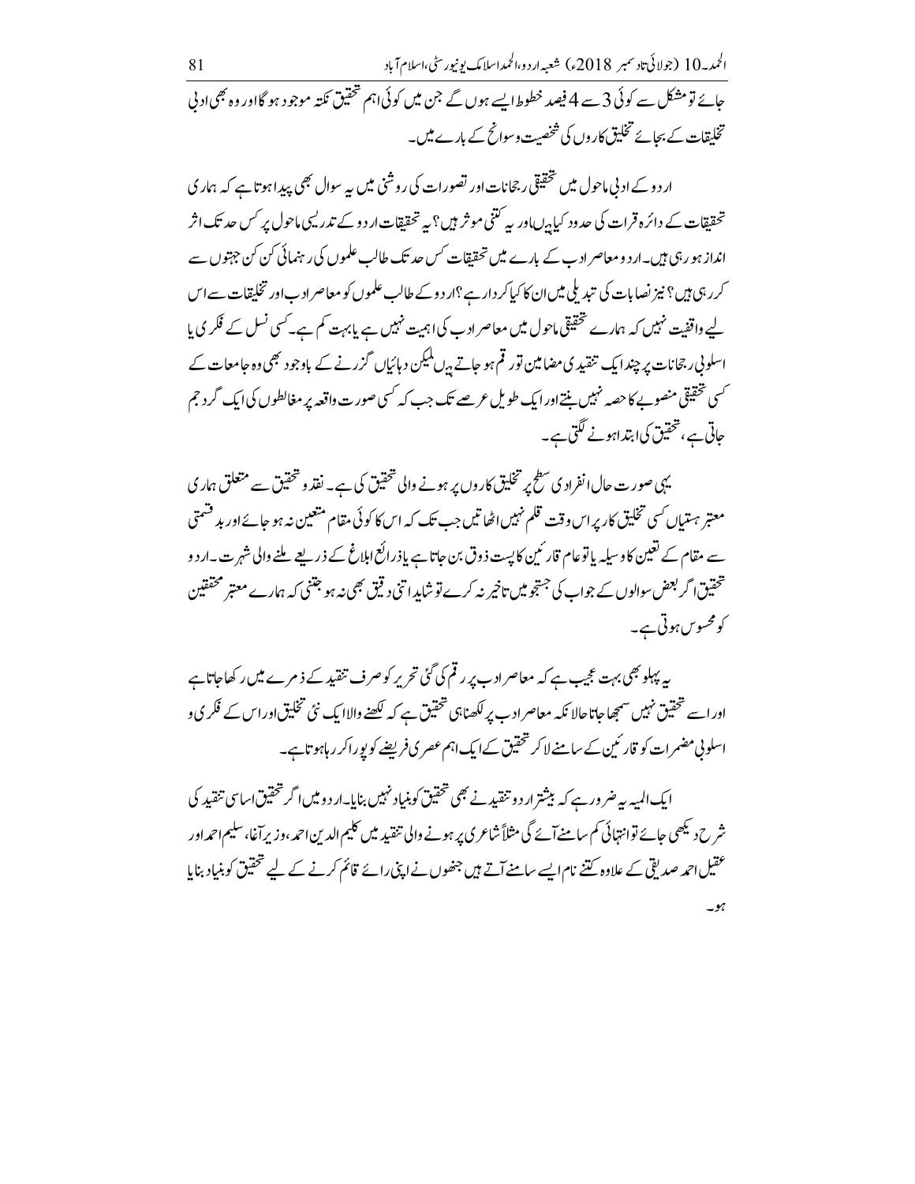جائے تو مشکل سے کوئی 3 سے 4 فیصد خطوط ایسے ہوں گے جن میں کوئی اہم تحقیق نکتہ موجود ہو گا اور وہ بھی ادبی تخلیقات کے بجائے تخلیق کاروں کی شخصیت و سوانح کے بارے میں۔

اردو کے ادبی ماحول میں تحقیقی رجحانات اور تصورات کی روشنی میں یہ سوال بھی پیدا ہوتا ہے کہ ہماری تحقیقات کے دائرہ قرات کی حدود کیا ہیں اور یہ کتنی موثر ہیں؟ یہ تحقیقات اردو کے تدریسی ماحول پر کس حد تک اثر انداز ہو رہی ہیں۔ اردو معاصر ادب کے بارے میں تحقیقات کس حد تک طالب علموں کی رہنمائی کن کن جہتوں سے کر رہی ہیں؟ نیز نصابات کی تبدیلی میں ان کا کیا کردار ہے؟ اردو کے طالب علموں کو معاصر ادب اور تخلیقات سے اس لیے واقفیت نہیں کہ ہمارے تحقیقی ماحول میں معاصر ادب کی اہمیت نہیں ہے یا بہت کم ہے۔ کسی نسل کے فکری یا اسلوبی رجحانات پر چند ایک تنقیدی مضامین تو رقم ہو جاتے ہیں لیکن دہائیاں گزرنے کے باوجود بھی وہ جامعات کے کسی تحقیقی منصوبے کا حصہ نہیں بنتے اور ایک طویل عرصے تک جب کہ کسی صورت واقعہ پر مغالطوں کی ایک گرد جم جاتی ہے، تحقیق کی ابتدا ہونے لگتی ہے۔

یہی صورت حال انفرادی سطح پر تخلیق کاروں پر ہونے والی تحقیق کی ہے۔ نقد و تحقیق سے متعلق ہماری معتبر ہستیاں کسی تخلیق کار پر اس وقت قلم نہیں اٹھاتیں جب تک کہ اس کا کوئی مقام متعین نہ ہو جائے اور بدقسمتی سے مقام کے تعین کا وسیلہ یا تو عام قارئین کا پست ذوق بن جاتا ہے یا ذرائع ابلاغ کے ذریعے ملنے والی شہرت۔ اردو تحقیق اگر بعض سوالوں کے جواب کی جستجو میں تاخیر نہ کرے تو شاید اتنی دقیق بھی نہ ہو جتنی کہ ہمارے معتبر محققین کو محسوس ہوتی ہے۔

یہ پہلو بھی بہت عجیب ہے کہ معاصر ادب پر رقم کی گئی تحریر کو صرف تنقید کے زمرے میں رکھا جاتا ہے اور اسے تحقیق نہیں سمجھا جاتا حالانکہ معاصر ادب پر لکھنا ہی تحقیق ہے کہ لکھنے والا ایک نئی تخلیق اور اس کے فکری و اسلوبی مضمرات کو قارئین کے سامنے لا کر تحقیق کے ایک اہم عصری فریضے کو پورا کر رہا ہوتا ہے۔

ایک المیہ یہ ضرور ہے کہ بیشتر اردو تنقید نے بھی تحقیق کو بنیاد نہیں بنایا۔ اردو میں اگر تحقیق اساسی تنقید کی شرح دیکھی جائے تو انتہائی کم سامنے آئے گی مثلاً شاعری پر ہونے والی تنقید میں کلیم الدین احمد، وزیر آغا، سلیم احمد اور عقیل احمد صدیقی کے علاوہ کتنے نام ایسے سامنے آتے ہیں جنھوں نے اپنی رائے قائم کرنے کے لیے تحقیق کو بنیاد بنایا ہو۔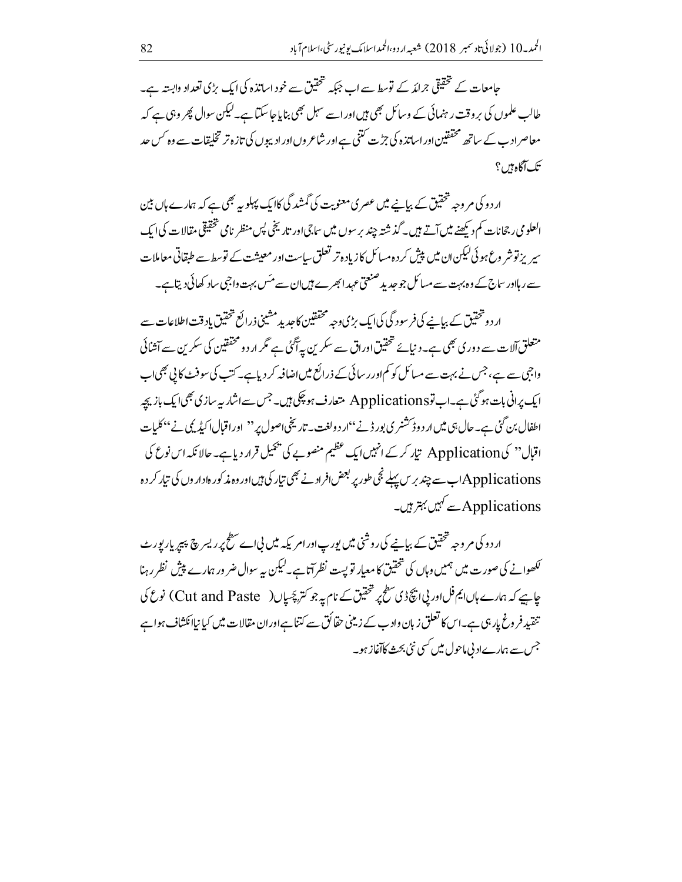جامعات کے تحقیقی جرائد کے توسط سے اب جبکہ تحقیق سے خود اساتذہ کی ایک بڑی تعداد وابستہ ہے۔ طالب علموں کی بروقت رہنمائی کے وسائل بھی ہیں اور اسے سہل بھی بنایا جا سکتا ہے۔ لیکن سوال پھر وہی ہے کہ معاصر ادب کے ساتھ محققین اور اساتذہ کی جڑت کتنی ہے اور شاعروں اور ادیبوں کی تازہ تر تخلیقات سے وہ کس حد تک آگاہ ہیں؟

اردو کی مروجہ تحقیق کے بیانیے میں عصری معنویت کی گمشدگی کا ایک پہلو یہ بھی ہے کہ ہمارے ہاں بین العلومی رجحانات کم دیکھنے میں آتے ہیں۔ گذشتہ چند برسوں میں سماجی اور تاریخی پس منظر نامی تحقیقی مقالات کی ایک سیریز تو شروع ہوئی لیکن ان میں پیش کردہ مسائل کا زیادہ تر تعلق سیاست اور معیشت کے توسط سے طبقاتی معاملات سے رہا اور سماج کے وہ بہت سے مسائل جو جدید صنعتی عہد ابھرے ہیں ان سے مَس بہت واجبی سا دکھائی دیتا ہے۔

اردو تحقیق کے بیانیے کی فرسودگی کی ایک بڑی وجہ محققین کا جدید مشینی ذرائع تحقیق یا دقت اطلاعات سے متعلق آلات سے دوری بھی ہے۔ دنیائے تحقیق اوراق سے سکرین پہ آگئی ہے مگر اردو محققین کی سکرین سے آشنائی واجبی سے ہے، جس نے بہت سے مسائل کو کم اور رسائی کے ذرائع میں اضافہ کر دیا ہے۔ کتب کی سوفٹ کاپی بھی اب ایک پرانی بات ہو گئی ہے۔ اب تو Applications متعارف ہو چکی ہیں۔ جس سے اشاریہ سازی بھی ایک بازیچہ اطفال بن گئی ہے۔ حال ہی میں اردو ڈکشنری بورڈ نے "اردو لغت۔ تاریخی اصول پر" اور اقبال اکیڈمی نے "کلیات اقبال" کی Application تیار کر کے انہیں ایک عظیم منصوبے کی تکمیل قرار دیا ہے۔ حالانکہ اس نوع کی Applications اب سے چند برس پہلے نجی طور پر بعض افراد نے بھی تیار کی ہیں اور وہ مذکورہ اداروں کی تیار کردہ Applications سے کہیں بہتر ہیں۔

اردو کی مروجہ تحقیق کے بیانیے کی روشنی میں یورپ اور امریکہ میں بی اے سطح پر ریسرچ پیپر یا رپورٹ لکھوانے کی صورت میں ہمیں وہاں کی تحقیق کا معیار تو پست نظر آتا ہے۔ لیکن یہ سوال ضرور ہمارے پیش نظر رہنا چاہیے کہ ہمارے ہاں ایم فل اور پی ایچ ڈی سطح پر تحقیق کے نام پہ جو کترچسپاں (Cut and Paste) نوع کی تنقید فروغ پا رہی ہے۔ اس کا تعلق زبان و ادب کے زمینی حقائق سے کتنا ہے اور ان مقالات میں کیا نیا انکشاف ہوا ہے جس سے ہمارے ادبی ماحول میں کسی نئی بحث کا آغاز ہو۔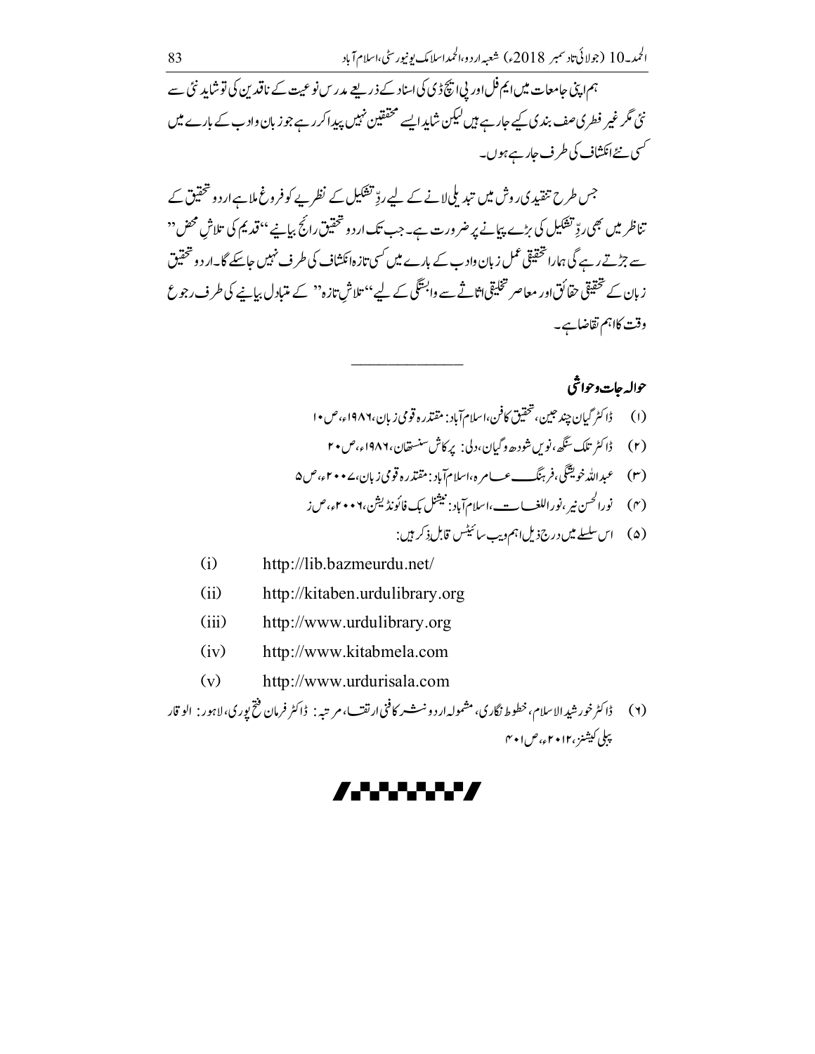ہم اپنی جامعات میں ایم فل اور پی ایچ ڈی کی اسناد کے ذریعے مدرس نوعیت کے ناقدین کی تو شاید نئی سے نئی مگر غیر فطری صف بندی کیے جارہے ہیں لیکن شاید ایسے محققین نہیں پیدا کر رہے جو زبان و ادب کے بارے میں کسی نئے انکشاف کی طرف جارہے ہوں۔

جس طرح تنقیدی روش میں تبدیلی لانے کے لیے ردِّ تشکیل کے نظریے کو فروغ ملا ہے اردو تحقیق کے تناظر میں بھی ردِّ تشکیل کی بڑے پیمانے پر ضرورت ہے۔ جب تک اردو تحقیق رائج بیانیے "قدیم کی تلاشِ محض" سے جڑتے رہے گی ہمارا تحقیقی عمل زبان و ادب کے بارے میں کسی تازہ انکشاف کی طرف نہیں جاسکے گا۔ اردو تحقیق زبان کے تحقیقی حقائق اور معاصر تخلیقی اثاثے سے وابستگی کے لیے "تلاشِ تازہ" کے متبادل بیانیے کی طرف رجوع وقت کا اہم تقاضا ہے۔

---

## حوالہ جات و حواشی

(۱) ڈاکٹر گیان چند جین، تحقیق کا فن، اسلام آباد: مقتدرہ قومی زبان، ۱۹۸۶ء، ص ۱۰

(۲) ڈاکٹر تلک سنگھ، نویں شودھ وگیان، دلی: پرکاش سنستھان، ۱۹۸۶ء، ص ۲۰

(۳) عبداللہ خویشگی، فرہنگِ عامرہ، اسلام آباد: مقتدرہ قومی زبان، ۲۰۰۷ء، ص ۵

(۴) نورالحسن نیر، نوراللغات، اسلام آباد: نیشنل بک فائونڈیشن، ۲۰۰۶ء، ص ز

(۵) اس سلسلے میں درج ذیل اہم ویب سائیٹس قابل ذکر ہیں:

(i) http://lib.bazmeurdu.net/

(ii) http://kitaben.urdulibrary.org

(iii) http://www.urdulibrary.org

(iv) http://www.kitabmela.com

(v) http://www.urdurisala.com

(۶) ڈاکٹر خورشید الاسلام، خطوط نگاری، مشمولہ اردو نثر کا فنی ارتقا، مرتبہ: ڈاکٹر فرمان فتح پوری، لاہور: الوقار پبلی کیشنز، ۲۰۱۲ء، ص ۴۰۱